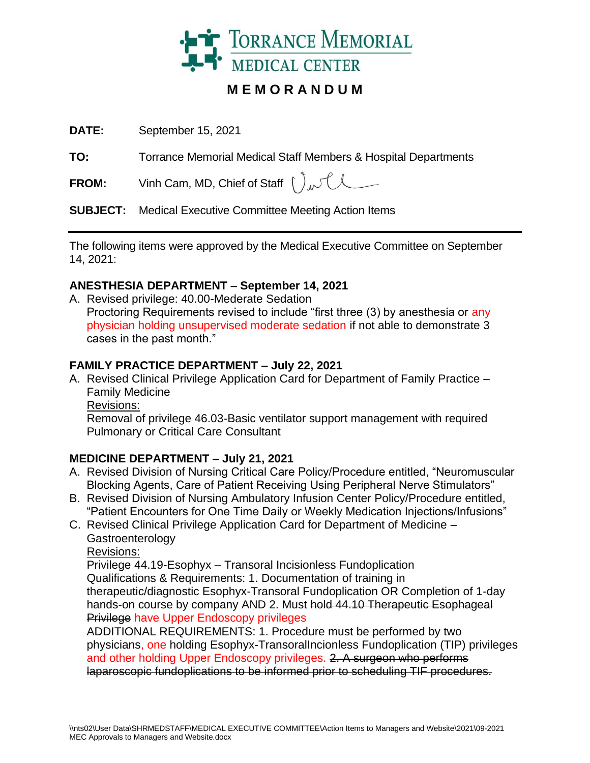TORRANCE MEMORIAL MEDICAL CENTER

# MEMORANDUM

**DATE:** September 15, 2021

**TO:** Torrance Memorial Medical Staff Members & Hospital Departments

**FROM:** Vinh Cam, MD, Chief of Staff

**SUBJECT:** Medical Executive Committee Meeting Action Items

---

The following items were approved by the Medical Executive Committee on September 14, 2021:

### ANESTHESIA DEPARTMENT – September 14, 2021

A. Revised privilege: 40.00-Mederate Sedation
Proctoring Requirements revised to include "first three (3) by anesthesia or any physician holding unsupervised moderate sedation if not able to demonstrate 3 cases in the past month."

### FAMILY PRACTICE DEPARTMENT – July 22, 2021

A. Revised Clinical Privilege Application Card for Department of Family Practice – Family Medicine
Revisions:
Removal of privilege 46.03-Basic ventilator support management with required Pulmonary or Critical Care Consultant

### MEDICINE DEPARTMENT – July 21, 2021

A. Revised Division of Nursing Critical Care Policy/Procedure entitled, "Neuromuscular Blocking Agents, Care of Patient Receiving Using Peripheral Nerve Stimulators"
B. Revised Division of Nursing Ambulatory Infusion Center Policy/Procedure entitled, "Patient Encounters for One Time Daily or Weekly Medication Injections/Infusions"
C. Revised Clinical Privilege Application Card for Department of Medicine – Gastroenterology
Revisions:
Privilege 44.19-Esophyx – Transoral Incisionless Fundoplication
Qualifications & Requirements: 1. Documentation of training in therapeutic/diagnostic Esophyx-Transoral Fundoplication OR Completion of 1-day hands-on course by company AND 2. Must ~~hold 44.10 Therapeutic Esophageal Privilege~~ have Upper Endoscopy privileges
ADDITIONAL REQUIREMENTS: 1. Procedure must be performed by two physicians, one holding Esophyx-TransoralIncionless Fundoplication (TIP) privileges and other holding Upper Endoscopy privileges. ~~2. A surgeon who performs laparoscopic fundoplications to be informed prior to scheduling TIF procedures.~~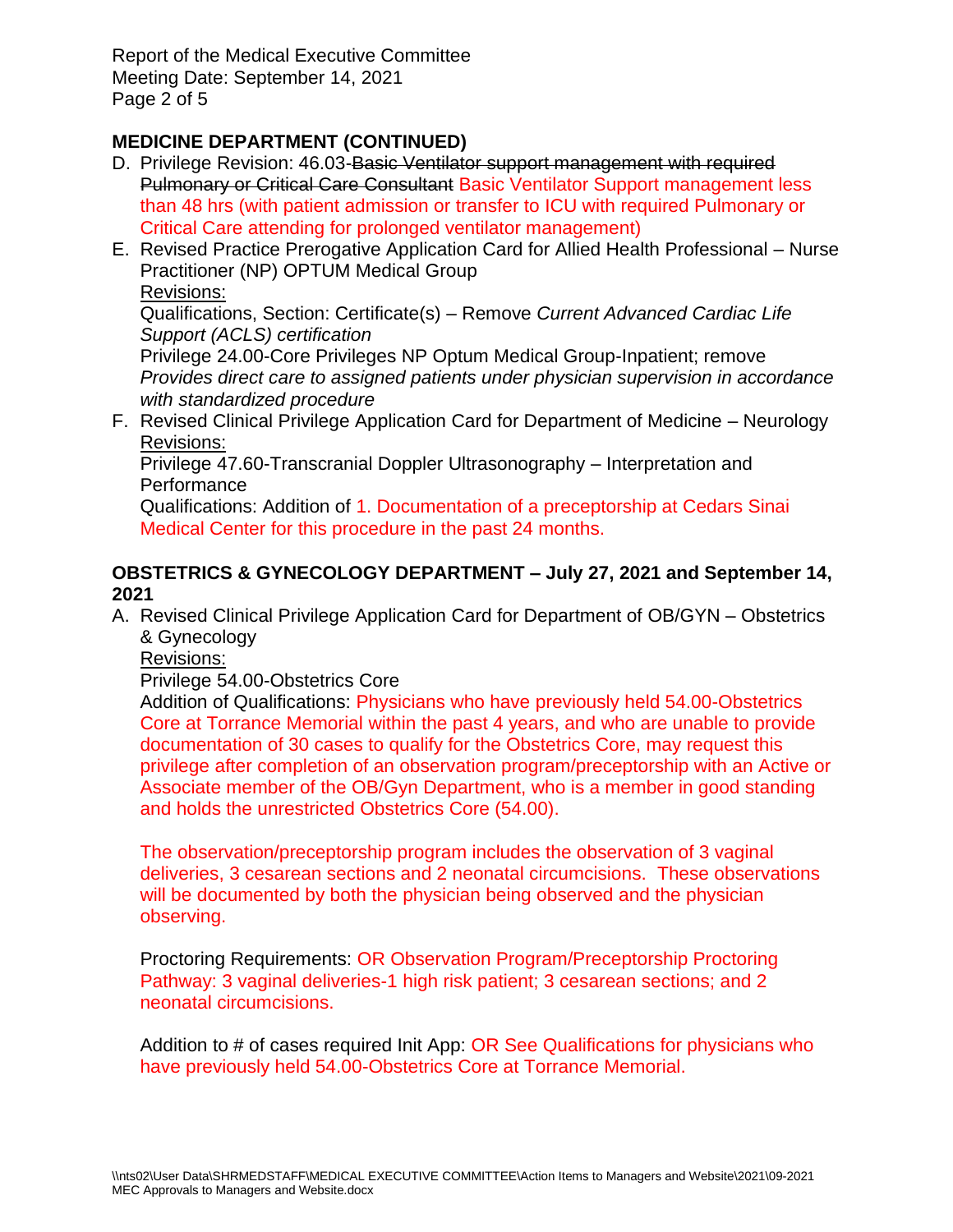## MEDICINE DEPARTMENT (CONTINUED)

D. Privilege Revision: 46.03-~~Basic Ventilator support management with required Pulmonary or Critical Care Consultant~~ Basic Ventilator Support management less than 48 hrs (with patient admission or transfer to ICU with required Pulmonary or Critical Care attending for prolonged ventilator management)

E. Revised Practice Prerogative Application Card for Allied Health Professional – Nurse Practitioner (NP) OPTUM Medical Group

   Revisions:

   Qualifications, Section: Certificate(s) – Remove *Current Advanced Cardiac Life Support (ACLS) certification*

   Privilege 24.00-Core Privileges NP Optum Medical Group-Inpatient; remove *Provides direct care to assigned patients under physician supervision in accordance with standardized procedure*

F. Revised Clinical Privilege Application Card for Department of Medicine – Neurology

   Revisions:

   Privilege 47.60-Transcranial Doppler Ultrasonography – Interpretation and Performance

   Qualifications: Addition of 1. Documentation of a preceptorship at Cedars Sinai Medical Center for this procedure in the past 24 months.

## OBSTETRICS & GYNECOLOGY DEPARTMENT – July 27, 2021 and September 14, 2021

A. Revised Clinical Privilege Application Card for Department of OB/GYN – Obstetrics & Gynecology

   Revisions:

   Privilege 54.00-Obstetrics Core

   Addition of Qualifications: Physicians who have previously held 54.00-Obstetrics Core at Torrance Memorial within the past 4 years, and who are unable to provide documentation of 30 cases to qualify for the Obstetrics Core, may request this privilege after completion of an observation program/preceptorship with an Active or Associate member of the OB/Gyn Department, who is a member in good standing and holds the unrestricted Obstetrics Core (54.00).

   The observation/preceptorship program includes the observation of 3 vaginal deliveries, 3 cesarean sections and 2 neonatal circumcisions. These observations will be documented by both the physician being observed and the physician observing.

   Proctoring Requirements: OR Observation Program/Preceptorship Proctoring Pathway: 3 vaginal deliveries-1 high risk patient; 3 cesarean sections; and 2 neonatal circumcisions.

   Addition to # of cases required Init App: OR See Qualifications for physicians who have previously held 54.00-Obstetrics Core at Torrance Memorial.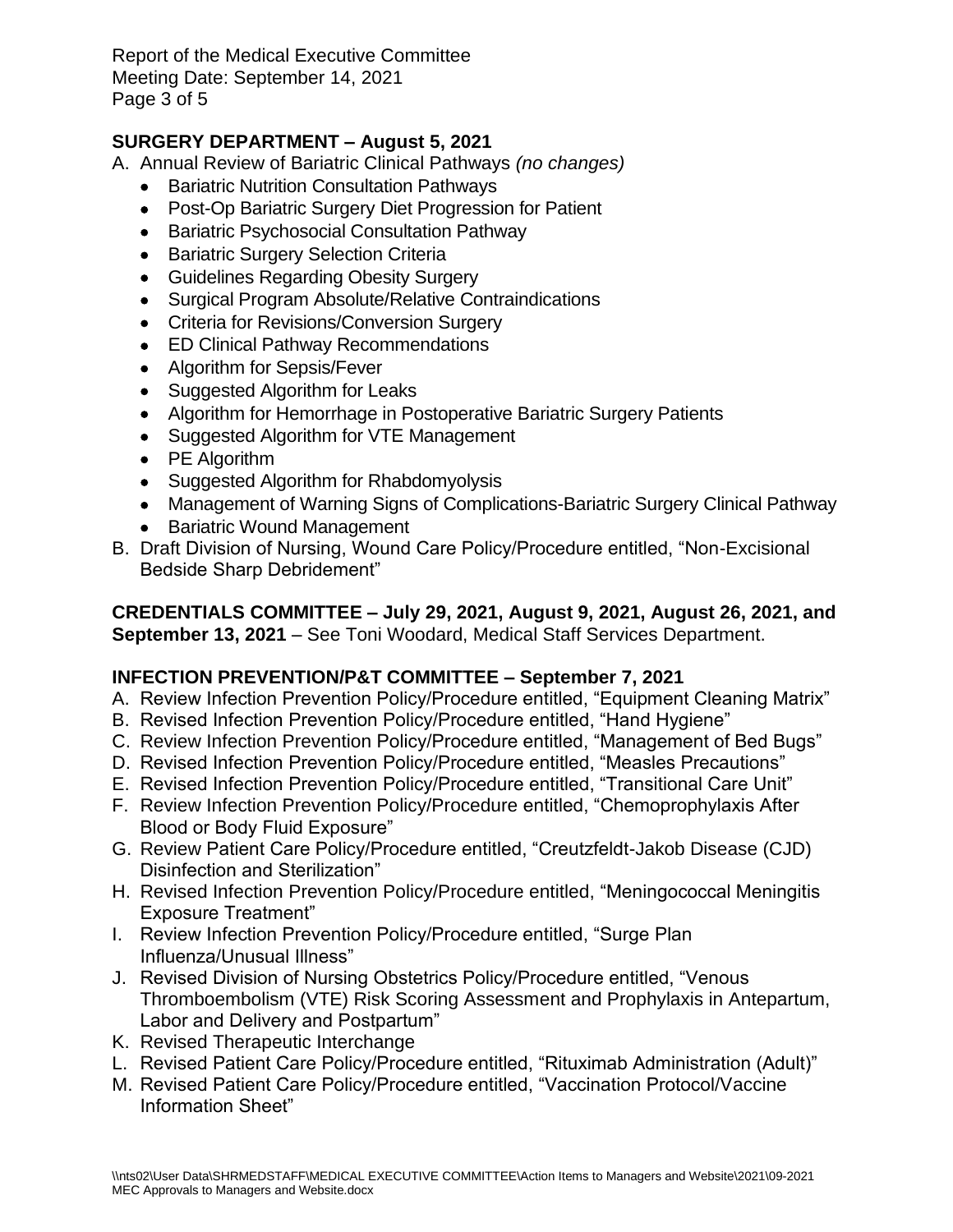**SURGERY DEPARTMENT – August 5, 2021**

A. Annual Review of Bariatric Clinical Pathways *(no changes)*
   - Bariatric Nutrition Consultation Pathways
   - Post-Op Bariatric Surgery Diet Progression for Patient
   - Bariatric Psychosocial Consultation Pathway
   - Bariatric Surgery Selection Criteria
   - Guidelines Regarding Obesity Surgery
   - Surgical Program Absolute/Relative Contraindications
   - Criteria for Revisions/Conversion Surgery
   - ED Clinical Pathway Recommendations
   - Algorithm for Sepsis/Fever
   - Suggested Algorithm for Leaks
   - Algorithm for Hemorrhage in Postoperative Bariatric Surgery Patients
   - Suggested Algorithm for VTE Management
   - PE Algorithm
   - Suggested Algorithm for Rhabdomyolysis
   - Management of Warning Signs of Complications-Bariatric Surgery Clinical Pathway
   - Bariatric Wound Management

B. Draft Division of Nursing, Wound Care Policy/Procedure entitled, "Non-Excisional Bedside Sharp Debridement"

**CREDENTIALS COMMITTEE – July 29, 2021, August 9, 2021, August 26, 2021, and September 13, 2021** – See Toni Woodard, Medical Staff Services Department.

**INFECTION PREVENTION/P&T COMMITTEE – September 7, 2021**

A. Review Infection Prevention Policy/Procedure entitled, "Equipment Cleaning Matrix"
B. Revised Infection Prevention Policy/Procedure entitled, "Hand Hygiene"
C. Review Infection Prevention Policy/Procedure entitled, "Management of Bed Bugs"
D. Revised Infection Prevention Policy/Procedure entitled, "Measles Precautions"
E. Revised Infection Prevention Policy/Procedure entitled, "Transitional Care Unit"
F. Review Infection Prevention Policy/Procedure entitled, "Chemoprophylaxis After Blood or Body Fluid Exposure"
G. Review Patient Care Policy/Procedure entitled, "Creutzfeldt-Jakob Disease (CJD) Disinfection and Sterilization"
H. Revised Infection Prevention Policy/Procedure entitled, "Meningococcal Meningitis Exposure Treatment"
I. Review Infection Prevention Policy/Procedure entitled, "Surge Plan Influenza/Unusual Illness"
J. Revised Division of Nursing Obstetrics Policy/Procedure entitled, "Venous Thromboembolism (VTE) Risk Scoring Assessment and Prophylaxis in Antepartum, Labor and Delivery and Postpartum"
K. Revised Therapeutic Interchange
L. Revised Patient Care Policy/Procedure entitled, "Rituximab Administration (Adult)"
M. Revised Patient Care Policy/Procedure entitled, "Vaccination Protocol/Vaccine Information Sheet"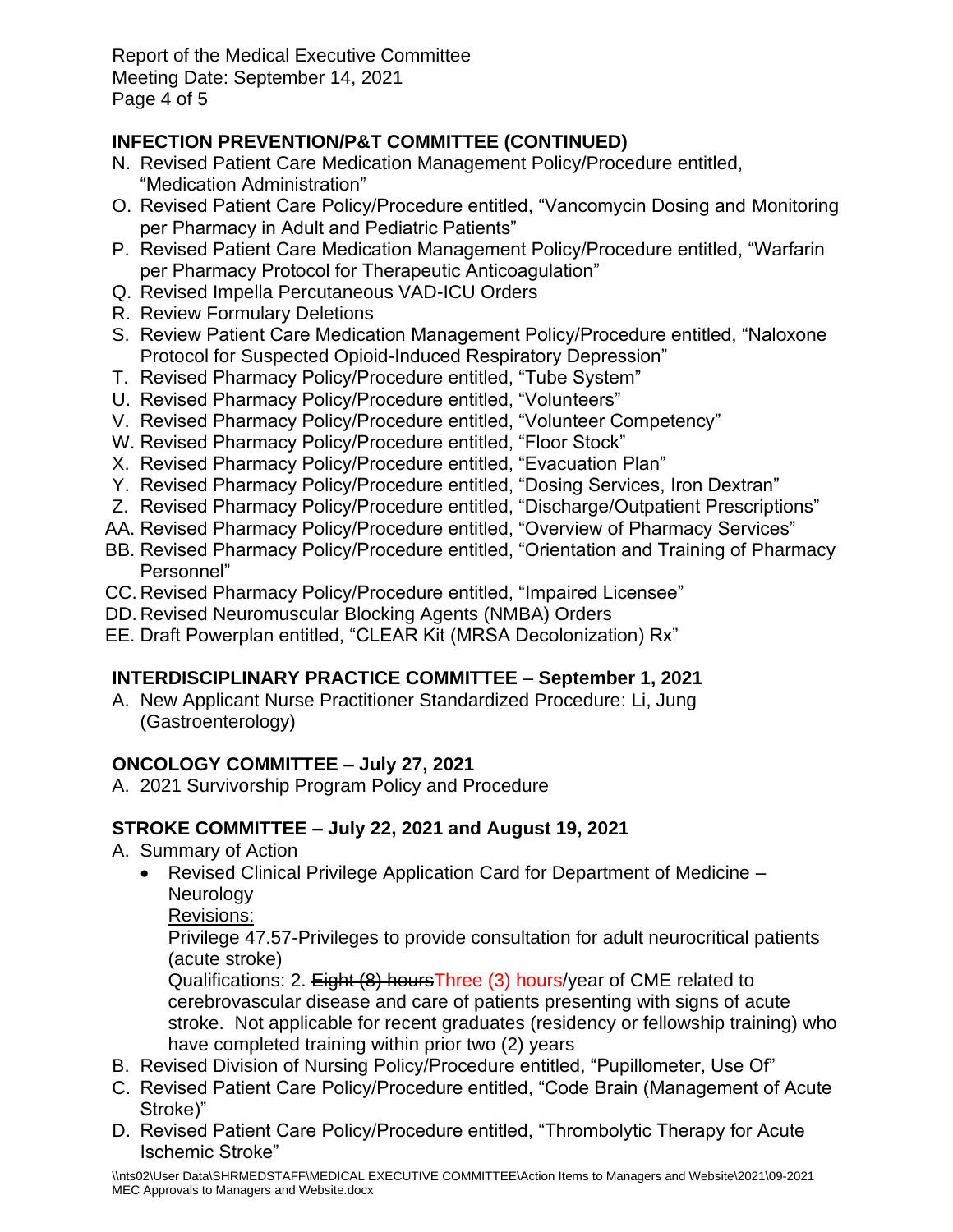## INFECTION PREVENTION/P&T COMMITTEE (CONTINUED)

N. Revised Patient Care Medication Management Policy/Procedure entitled, "Medication Administration"
O. Revised Patient Care Policy/Procedure entitled, "Vancomycin Dosing and Monitoring per Pharmacy in Adult and Pediatric Patients"
P. Revised Patient Care Medication Management Policy/Procedure entitled, "Warfarin per Pharmacy Protocol for Therapeutic Anticoagulation"
Q. Revised Impella Percutaneous VAD-ICU Orders
R. Review Formulary Deletions
S. Review Patient Care Medication Management Policy/Procedure entitled, "Naloxone Protocol for Suspected Opioid-Induced Respiratory Depression"
T. Revised Pharmacy Policy/Procedure entitled, "Tube System"
U. Revised Pharmacy Policy/Procedure entitled, "Volunteers"
V. Revised Pharmacy Policy/Procedure entitled, "Volunteer Competency"
W. Revised Pharmacy Policy/Procedure entitled, "Floor Stock"
X. Revised Pharmacy Policy/Procedure entitled, "Evacuation Plan"
Y. Revised Pharmacy Policy/Procedure entitled, "Dosing Services, Iron Dextran"
Z. Revised Pharmacy Policy/Procedure entitled, "Discharge/Outpatient Prescriptions"
AA. Revised Pharmacy Policy/Procedure entitled, "Overview of Pharmacy Services"
BB. Revised Pharmacy Policy/Procedure entitled, "Orientation and Training of Pharmacy Personnel"
CC. Revised Pharmacy Policy/Procedure entitled, "Impaired Licensee"
DD. Revised Neuromuscular Blocking Agents (NMBA) Orders
EE. Draft Powerplan entitled, "CLEAR Kit (MRSA Decolonization) Rx"

## INTERDISCIPLINARY PRACTICE COMMITTEE – September 1, 2021

A. New Applicant Nurse Practitioner Standardized Procedure: Li, Jung (Gastroenterology)

## ONCOLOGY COMMITTEE – July 27, 2021

A. 2021 Survivorship Program Policy and Procedure

## STROKE COMMITTEE – July 22, 2021 and August 19, 2021

A. Summary of Action
   - Revised Clinical Privilege Application Card for Department of Medicine – Neurology
     Revisions:
     Privilege 47.57-Privileges to provide consultation for adult neurocritical patients (acute stroke)
     Qualifications: 2. ~~Eight (8) hours~~Three (3) hours/year of CME related to cerebrovascular disease and care of patients presenting with signs of acute stroke. Not applicable for recent graduates (residency or fellowship training) who have completed training within prior two (2) years
B. Revised Division of Nursing Policy/Procedure entitled, "Pupillometer, Use Of"
C. Revised Patient Care Policy/Procedure entitled, "Code Brain (Management of Acute Stroke)"
D. Revised Patient Care Policy/Procedure entitled, "Thrombolytic Therapy for Acute Ischemic Stroke"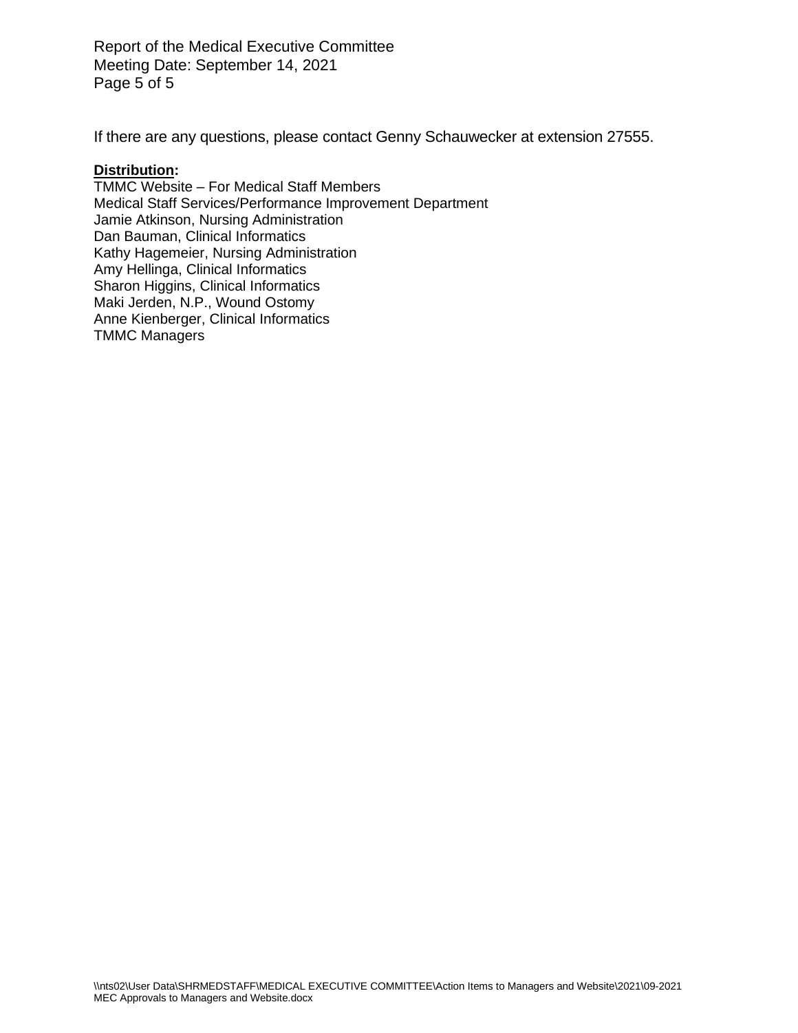If there are any questions, please contact Genny Schauwecker at extension 27555.

**Distribution:**

TMMC Website – For Medical Staff Members
Medical Staff Services/Performance Improvement Department
Jamie Atkinson, Nursing Administration
Dan Bauman, Clinical Informatics
Kathy Hagemeier, Nursing Administration
Amy Hellinga, Clinical Informatics
Sharon Higgins, Clinical Informatics
Maki Jerden, N.P., Wound Ostomy
Anne Kienberger, Clinical Informatics
TMMC Managers